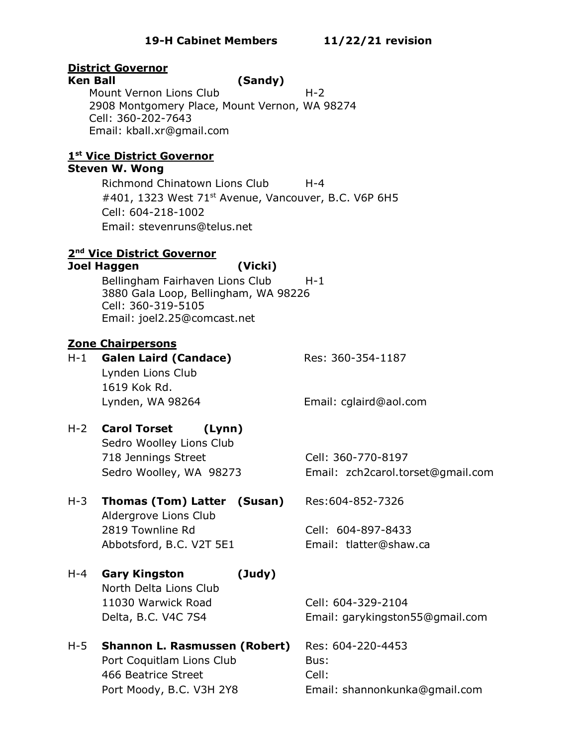**19-H Cabinet Members 11/22/21 revision**

**District Governor**

**Ken Ball (Sandy)**

Mount Vernon Lions Club H-2
2908 Montgomery Place, Mount Vernon, WA 98274
Cell: 360-202-7643
Email: kball.xr@gmail.com

**1st Vice District Governor**

**Steven W. Wong**

Richmond Chinatown Lions Club H-4
#401, 1323 West 71st Avenue, Vancouver, B.C. V6P 6H5
Cell: 604-218-1002
Email: stevenruns@telus.net

**2nd Vice District Governor**

**Joel Haggen (Vicki)**

Bellingham Fairhaven Lions Club H-1
3880 Gala Loop, Bellingham, WA 98226
Cell: 360-319-5105
Email: joel2.25@comcast.net

**Zone Chairpersons**

H-1 **Galen Laird (Candace)**
Lynden Lions Club
1619 Kok Rd.
Lynden, WA 98264
Res: 360-354-1187
Email: cglaird@aol.com

H-2 **Carol Torset (Lynn)**
Sedro Woolley Lions Club
718 Jennings Street
Sedro Woolley, WA 98273
Cell: 360-770-8197
Email: zch2carol.torset@gmail.com

H-3 **Thomas (Tom) Latter (Susan)**
Aldergrove Lions Club
2819 Townline Rd
Abbotsford, B.C. V2T 5E1
Res:604-852-7326
Cell: 604-897-8433
Email: tlatter@shaw.ca

H-4 **Gary Kingston (Judy)**
North Delta Lions Club
11030 Warwick Road
Delta, B.C. V4C 7S4
Cell: 604-329-2104
Email: garykingston55@gmail.com

H-5 **Shannon L. Rasmussen (Robert)**
Port Coquitlam Lions Club
466 Beatrice Street
Port Moody, B.C. V3H 2Y8
Res: 604-220-4453
Bus:
Cell:
Email: shannonkunka@gmail.com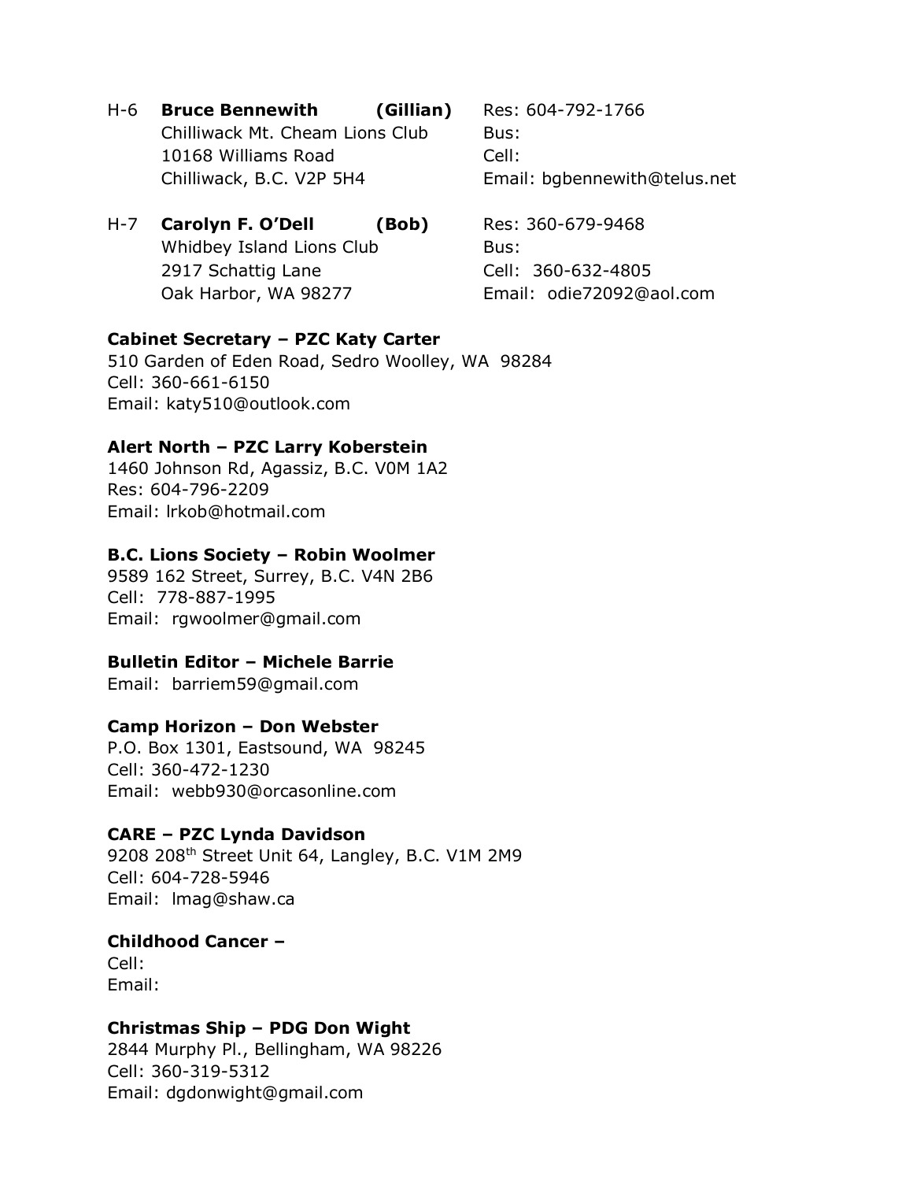H-6 **Bruce Bennewith** **(Gillian)**
Chilliwack Mt. Cheam Lions Club
10168 Williams Road
Chilliwack, B.C. V2P 5H4
Res: 604-792-1766
Bus:
Cell:
Email: bgbennewith@telus.net

H-7 **Carolyn F. O'Dell** **(Bob)**
Whidbey Island Lions Club
2917 Schattig Lane
Oak Harbor, WA 98277
Res: 360-679-9468
Bus:
Cell: 360-632-4805
Email: odie72092@aol.com

**Cabinet Secretary – PZC Katy Carter**
510 Garden of Eden Road, Sedro Woolley, WA 98284
Cell: 360-661-6150
Email: katy510@outlook.com

**Alert North – PZC Larry Koberstein**
1460 Johnson Rd, Agassiz, B.C. V0M 1A2
Res: 604-796-2209
Email: lrkob@hotmail.com

**B.C. Lions Society – Robin Woolmer**
9589 162 Street, Surrey, B.C. V4N 2B6
Cell: 778-887-1995
Email: rgwoolmer@gmail.com

**Bulletin Editor – Michele Barrie**
Email: barriem59@gmail.com

**Camp Horizon – Don Webster**
P.O. Box 1301, Eastsound, WA 98245
Cell: 360-472-1230
Email: webb930@orcasonline.com

**CARE – PZC Lynda Davidson**
9208 208th Street Unit 64, Langley, B.C. V1M 2M9
Cell: 604-728-5946
Email: lmag@shaw.ca

**Childhood Cancer –**
Cell:
Email:

**Christmas Ship – PDG Don Wight**
2844 Murphy Pl., Bellingham, WA 98226
Cell: 360-319-5312
Email: dgdonwight@gmail.com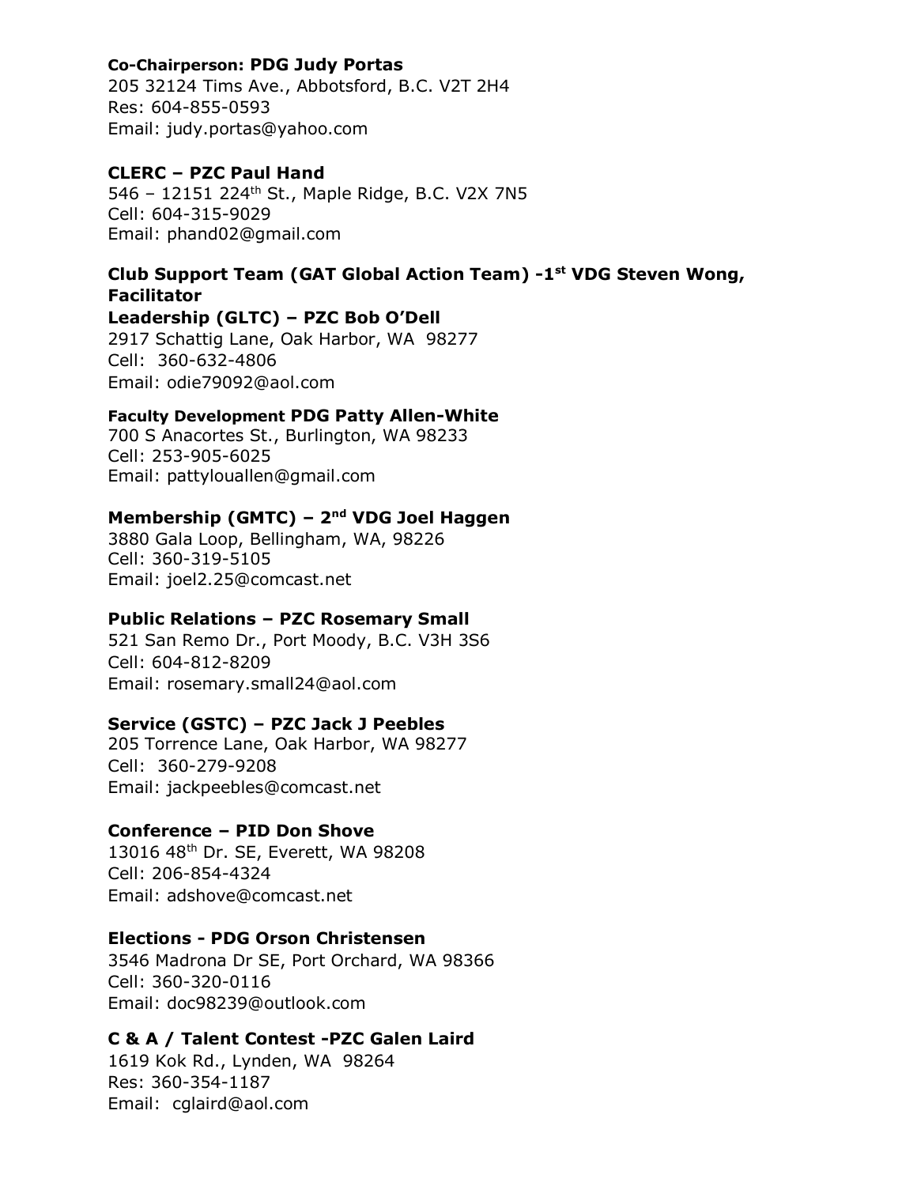**Co-Chairperson: PDG Judy Portas**
205 32124 Tims Ave., Abbotsford, B.C. V2T 2H4
Res: 604-855-0593
Email: judy.portas@yahoo.com

**CLERC – PZC Paul Hand**
546 – 12151 224th St., Maple Ridge, B.C. V2X 7N5
Cell: 604-315-9029
Email: phand02@gmail.com

**Club Support Team (GAT Global Action Team) -1st VDG Steven Wong, Facilitator**

**Leadership (GLTC) – PZC Bob O'Dell**
2917 Schattig Lane, Oak Harbor, WA 98277
Cell: 360-632-4806
Email: odie79092@aol.com

**Faculty Development PDG Patty Allen-White**
700 S Anacortes St., Burlington, WA 98233
Cell: 253-905-6025
Email: pattylouallen@gmail.com

**Membership (GMTC) – 2nd VDG Joel Haggen**
3880 Gala Loop, Bellingham, WA, 98226
Cell: 360-319-5105
Email: joel2.25@comcast.net

**Public Relations – PZC Rosemary Small**
521 San Remo Dr., Port Moody, B.C. V3H 3S6
Cell: 604-812-8209
Email: rosemary.small24@aol.com

**Service (GSTC) – PZC Jack J Peebles**
205 Torrence Lane, Oak Harbor, WA 98277
Cell: 360-279-9208
Email: jackpeebles@comcast.net

**Conference – PID Don Shove**
13016 48th Dr. SE, Everett, WA 98208
Cell: 206-854-4324
Email: adshove@comcast.net

**Elections - PDG Orson Christensen**
3546 Madrona Dr SE, Port Orchard, WA 98366
Cell: 360-320-0116
Email: doc98239@outlook.com

**C & A / Talent Contest -PZC Galen Laird**
1619 Kok Rd., Lynden, WA 98264
Res: 360-354-1187
Email: cglaird@aol.com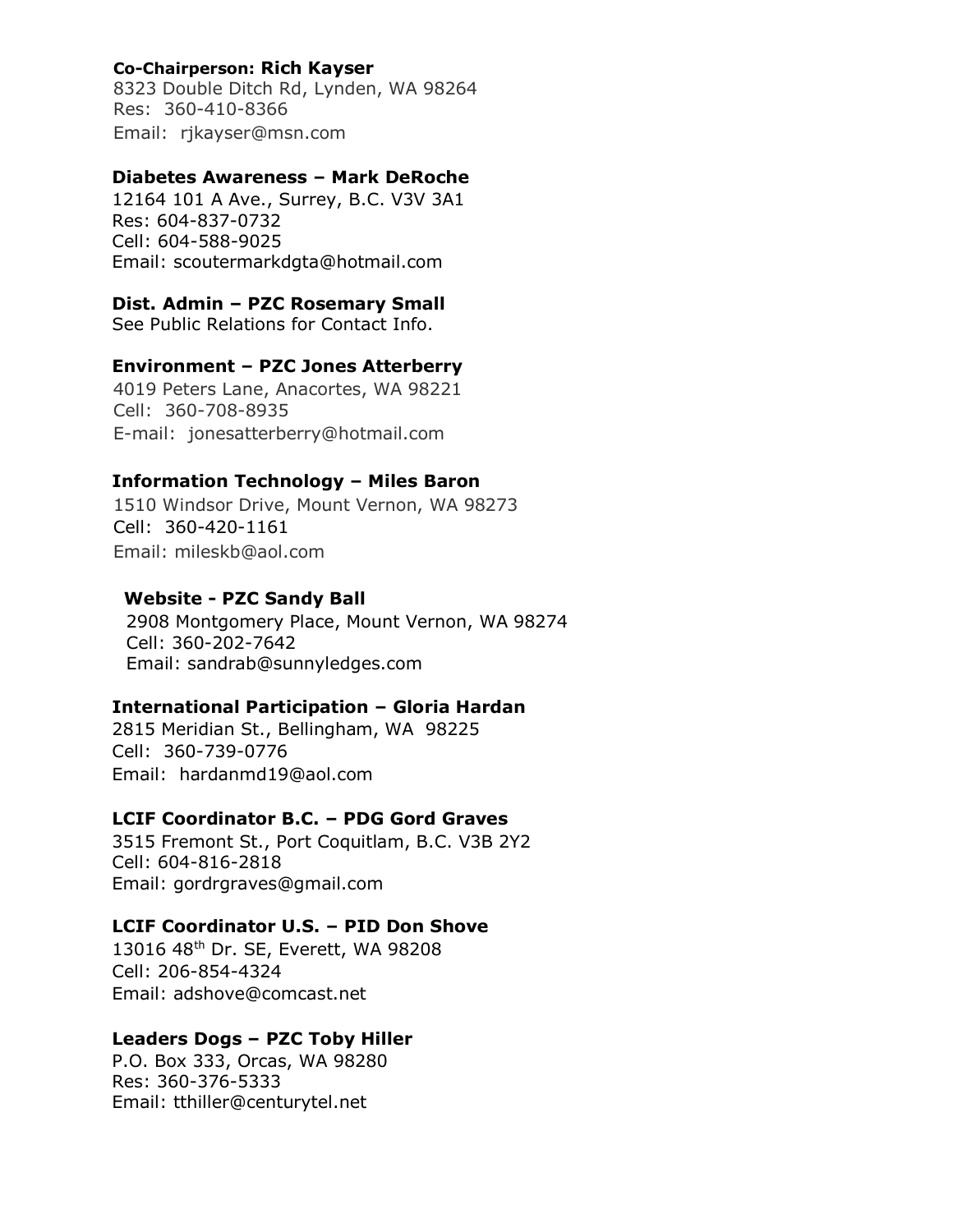**Co-Chairperson: Rich Kayser**
8323 Double Ditch Rd, Lynden, WA 98264
Res: 360-410-8366
Email: rjkayser@msn.com

**Diabetes Awareness – Mark DeRoche**
12164 101 A Ave., Surrey, B.C. V3V 3A1
Res: 604-837-0732
Cell: 604-588-9025
Email: scoutermarkdgta@hotmail.com

**Dist. Admin – PZC Rosemary Small**
See Public Relations for Contact Info.

**Environment – PZC Jones Atterberry**
4019 Peters Lane, Anacortes, WA 98221
Cell: 360-708-8935
E-mail: jonesatterberry@hotmail.com

**Information Technology – Miles Baron**
1510 Windsor Drive, Mount Vernon, WA 98273
Cell: 360-420-1161
Email: mileskb@aol.com

**Website - PZC Sandy Ball**
2908 Montgomery Place, Mount Vernon, WA 98274
Cell: 360-202-7642
Email: sandrab@sunnyledges.com

**International Participation – Gloria Hardan**
2815 Meridian St., Bellingham, WA 98225
Cell: 360-739-0776
Email: hardanmd19@aol.com

**LCIF Coordinator B.C. – PDG Gord Graves**
3515 Fremont St., Port Coquitlam, B.C. V3B 2Y2
Cell: 604-816-2818
Email: gordrgraves@gmail.com

**LCIF Coordinator U.S. – PID Don Shove**
13016 48th Dr. SE, Everett, WA 98208
Cell: 206-854-4324
Email: adshove@comcast.net

**Leaders Dogs – PZC Toby Hiller**
P.O. Box 333, Orcas, WA 98280
Res: 360-376-5333
Email: tthiller@centurytel.net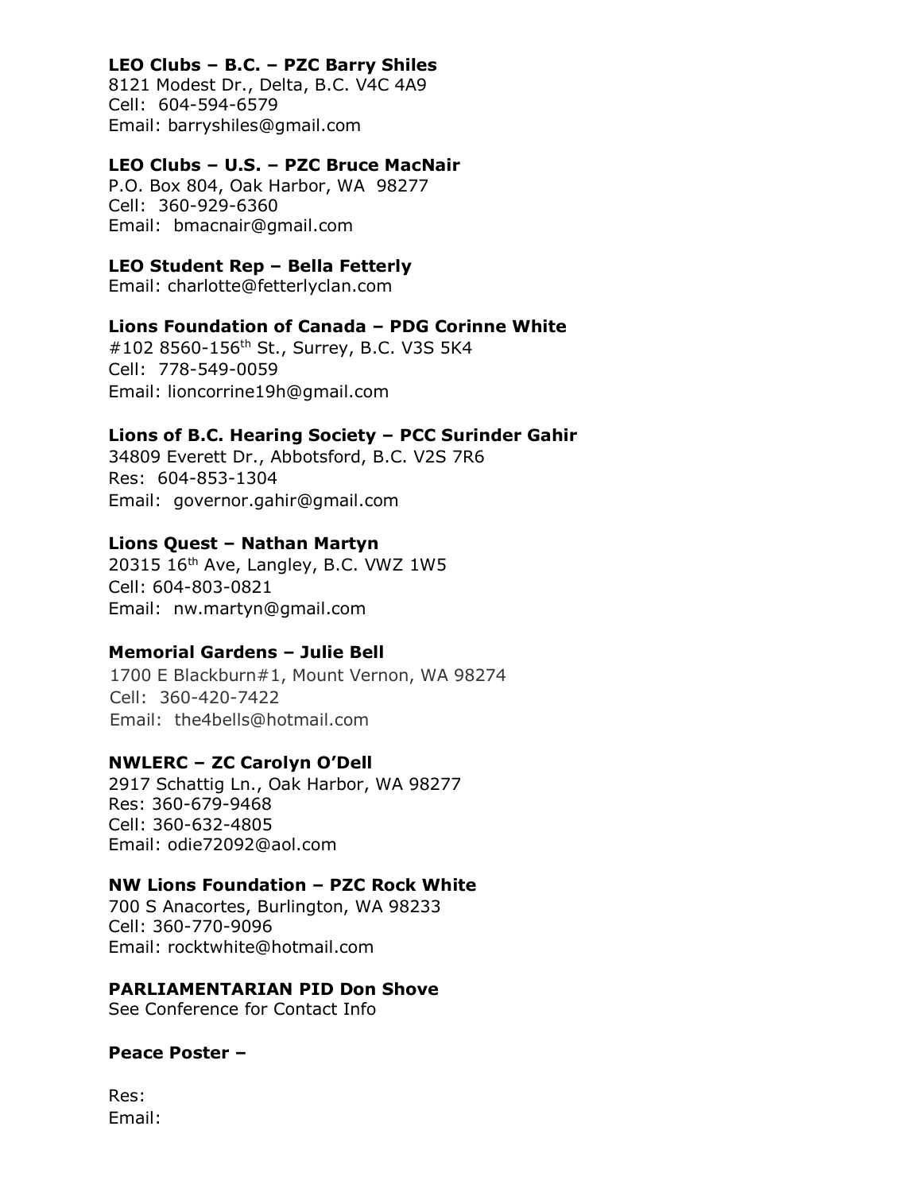**LEO Clubs – B.C. – PZC Barry Shiles**
8121 Modest Dr., Delta, B.C. V4C 4A9
Cell: 604-594-6579
Email: barryshiles@gmail.com

**LEO Clubs – U.S. – PZC Bruce MacNair**
P.O. Box 804, Oak Harbor, WA 98277
Cell: 360-929-6360
Email: bmacnair@gmail.com

**LEO Student Rep – Bella Fetterly**
Email: charlotte@fetterlyclan.com

**Lions Foundation of Canada – PDG Corinne White**
#102 8560-156th St., Surrey, B.C. V3S 5K4
Cell: 778-549-0059
Email: lioncorrine19h@gmail.com

**Lions of B.C. Hearing Society – PCC Surinder Gahir**
34809 Everett Dr., Abbotsford, B.C. V2S 7R6
Res: 604-853-1304
Email: governor.gahir@gmail.com

**Lions Quest – Nathan Martyn**
20315 16th Ave, Langley, B.C. VWZ 1W5
Cell: 604-803-0821
Email: nw.martyn@gmail.com

**Memorial Gardens – Julie Bell**
1700 E Blackburn#1, Mount Vernon, WA 98274
Cell: 360-420-7422
Email: the4bells@hotmail.com

**NWLERC – ZC Carolyn O'Dell**
2917 Schattig Ln., Oak Harbor, WA 98277
Res: 360-679-9468
Cell: 360-632-4805
Email: odie72092@aol.com

**NW Lions Foundation – PZC Rock White**
700 S Anacortes, Burlington, WA 98233
Cell: 360-770-9096
Email: rocktwhite@hotmail.com

**PARLIAMENTARIAN PID Don Shove**
See Conference for Contact Info

**Peace Poster –**

Res:
Email: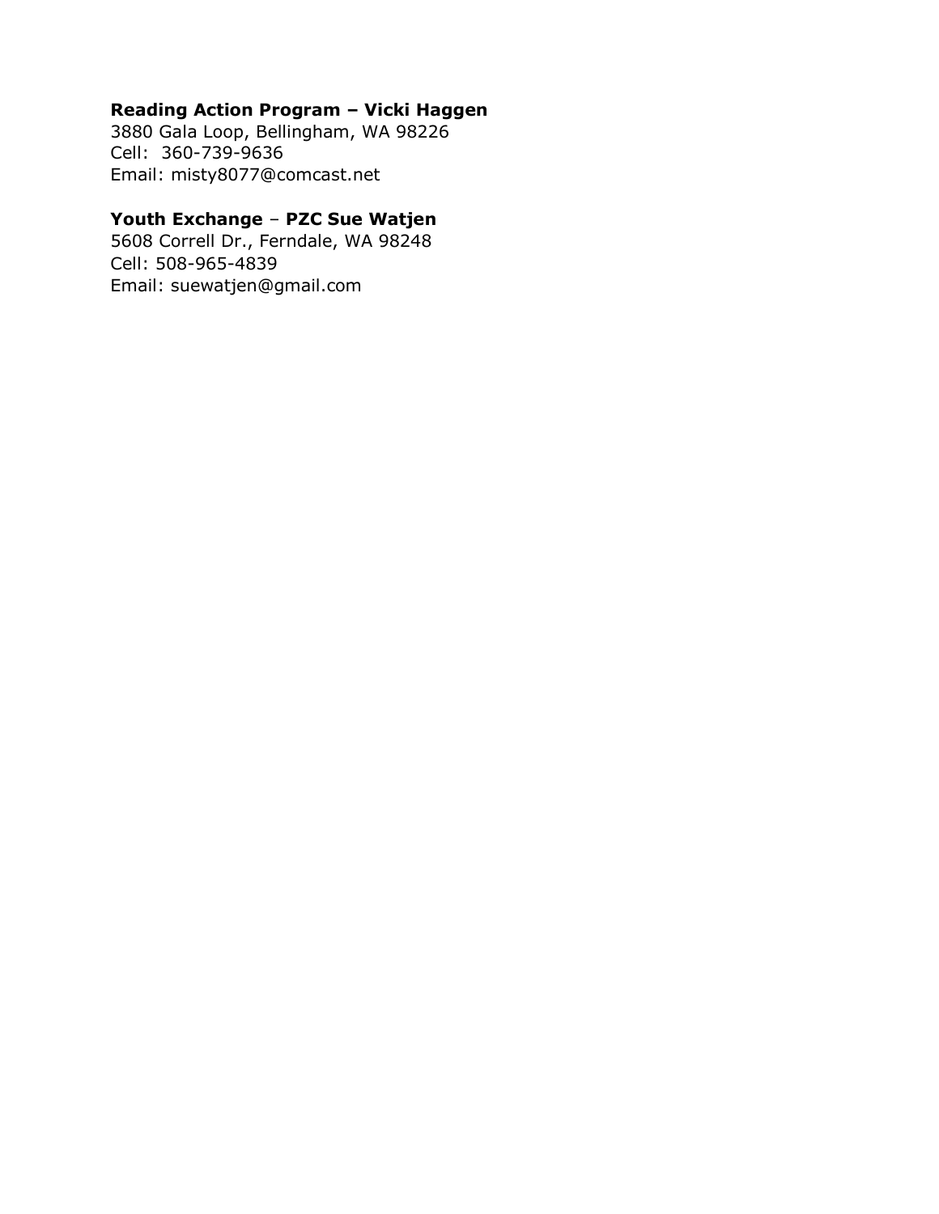**Reading Action Program – Vicki Haggen**
3880 Gala Loop, Bellingham, WA 98226
Cell: 360-739-9636
Email: misty8077@comcast.net

**Youth Exchange** – **PZC Sue Watjen**
5608 Correll Dr., Ferndale, WA 98248
Cell: 508-965-4839
Email: suewatjen@gmail.com